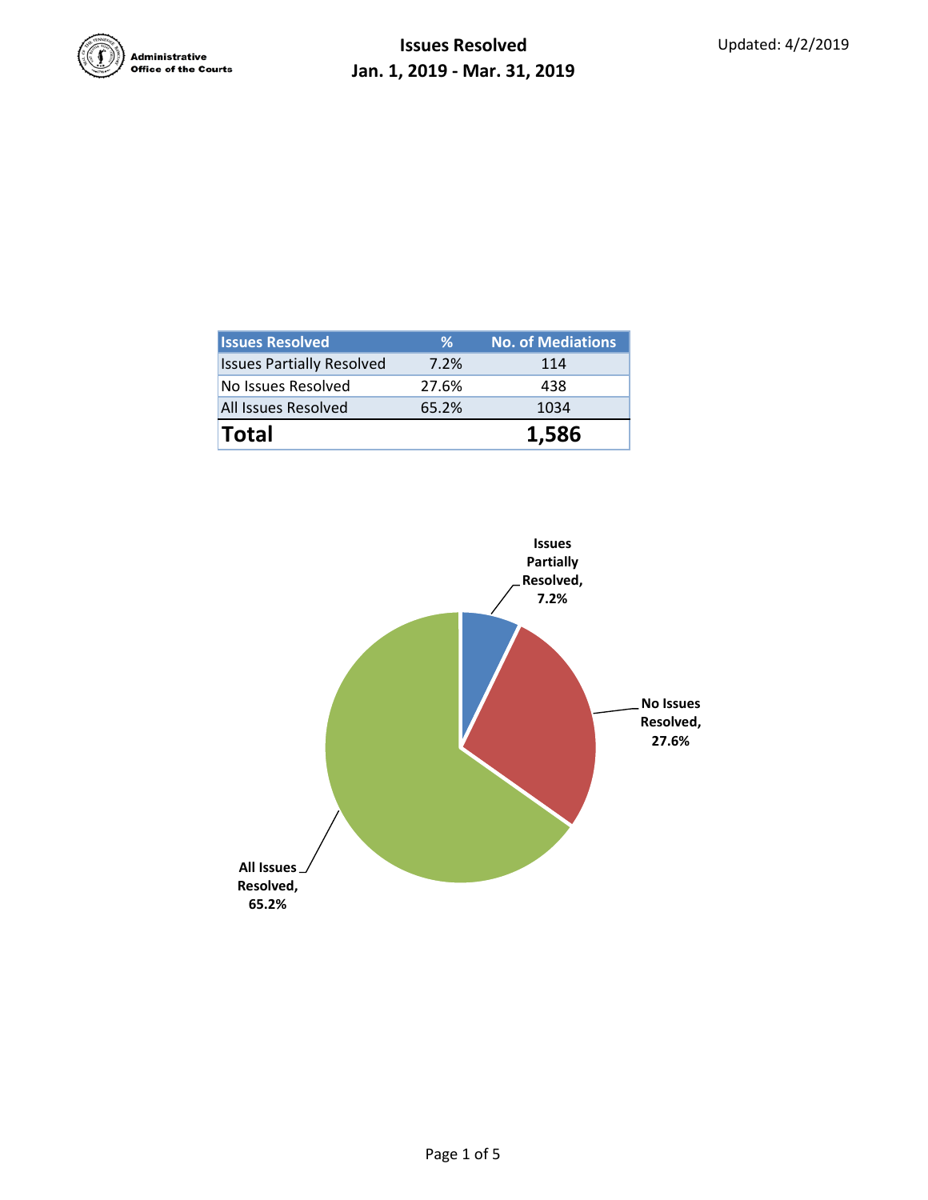Administrative Office of the Courts

# Issues Resolved
## Jan. 1, 2019 - Mar. 31, 2019

Updated: 4/2/2019

| Issues Resolved | % | No. of Mediations |
|---|---|---|
| Issues Partially Resolved | 7.2% | 114 |
| No Issues Resolved | 27.6% | 438 |
| All Issues Resolved | 65.2% | 1034 |
| **Total** | | **1,586** |

**Issues Partially Resolved, 7.2%**

**No Issues Resolved, 27.6%**

**All Issues Resolved, 65.2%**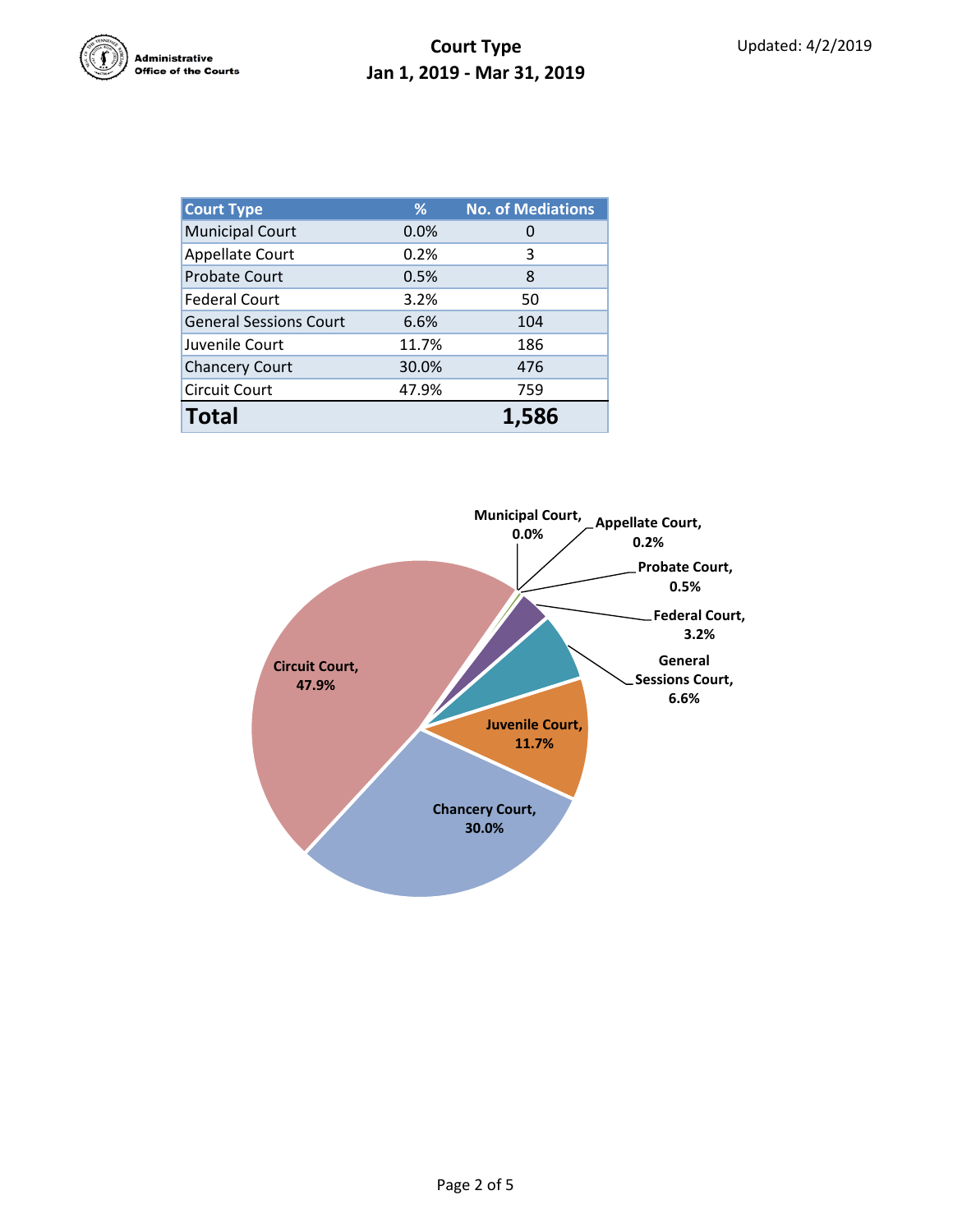Administrative Office of the Courts

# Court Type

## Jan 1, 2019 - Mar 31, 2019

Updated: 4/2/2019

| Court Type | % | No. of Mediations |
|---|---|---|
| Municipal Court | 0.0% | 0 |
| Appellate Court | 0.2% | 3 |
| Probate Court | 0.5% | 8 |
| Federal Court | 3.2% | 50 |
| General Sessions Court | 6.6% | 104 |
| Juvenile Court | 11.7% | 186 |
| Chancery Court | 30.0% | 476 |
| Circuit Court | 47.9% | 759 |
| **Total** | | **1,586** |

Municipal Court, 0.0%
Appellate Court, 0.2%
Probate Court, 0.5%
Federal Court, 3.2%
General Sessions Court, 6.6%
Juvenile Court, 11.7%
Chancery Court, 30.0%
Circuit Court, 47.9%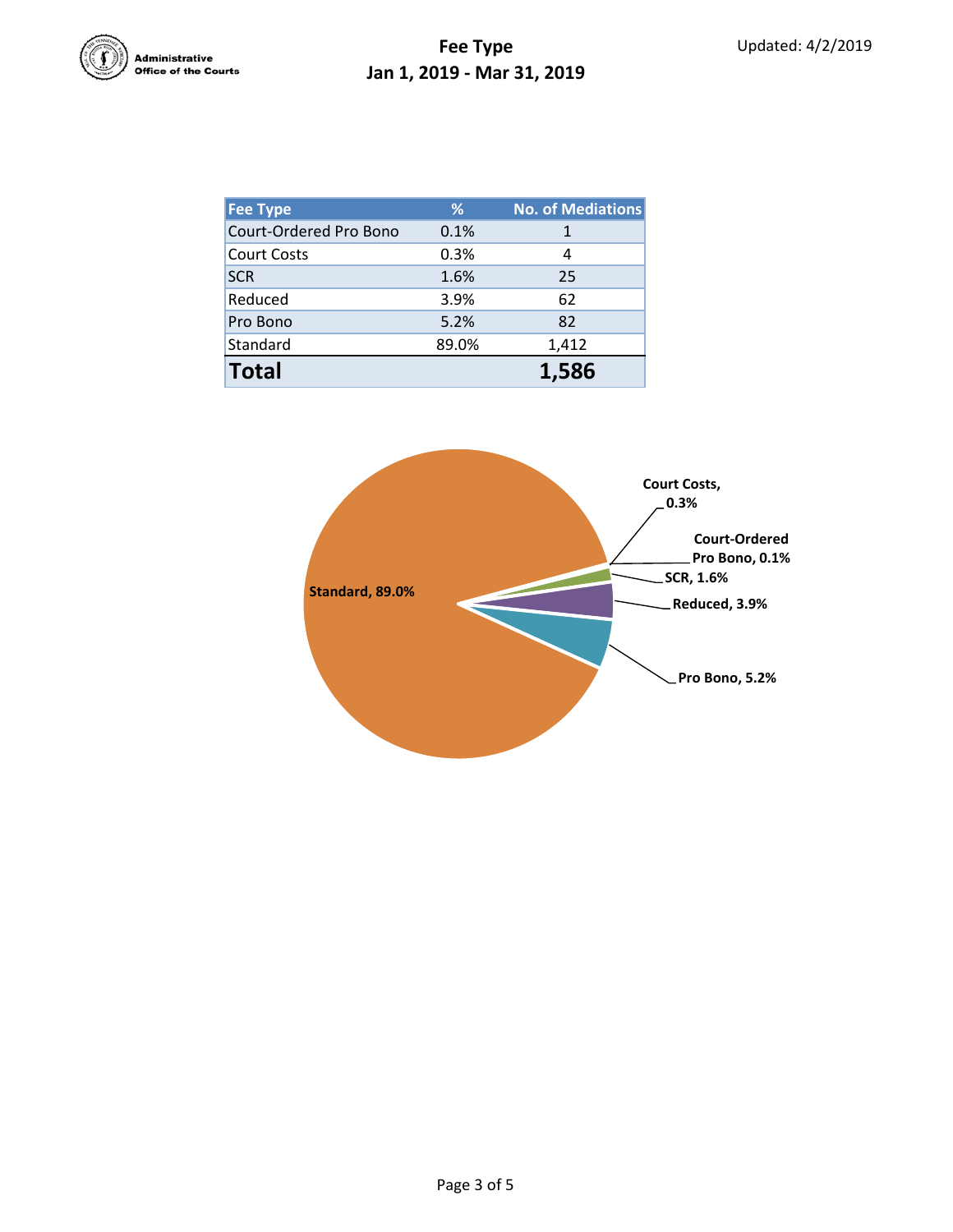# Fee Type

## Jan 1, 2019 - Mar 31, 2019

Updated: 4/2/2019

| Fee Type | % | No. of Mediations |
|---|---|---|
| Court-Ordered Pro Bono | 0.1% | 1 |
| Court Costs | 0.3% | 4 |
| SCR | 1.6% | 25 |
| Reduced | 3.9% | 62 |
| Pro Bono | 5.2% | 82 |
| Standard | 89.0% | 1,412 |
| **Total** | | **1,586** |

Standard, 89.0%

Court Costs, 0.3%

Court-Ordered Pro Bono, 0.1%

SCR, 1.6%

Reduced, 3.9%

Pro Bono, 5.2%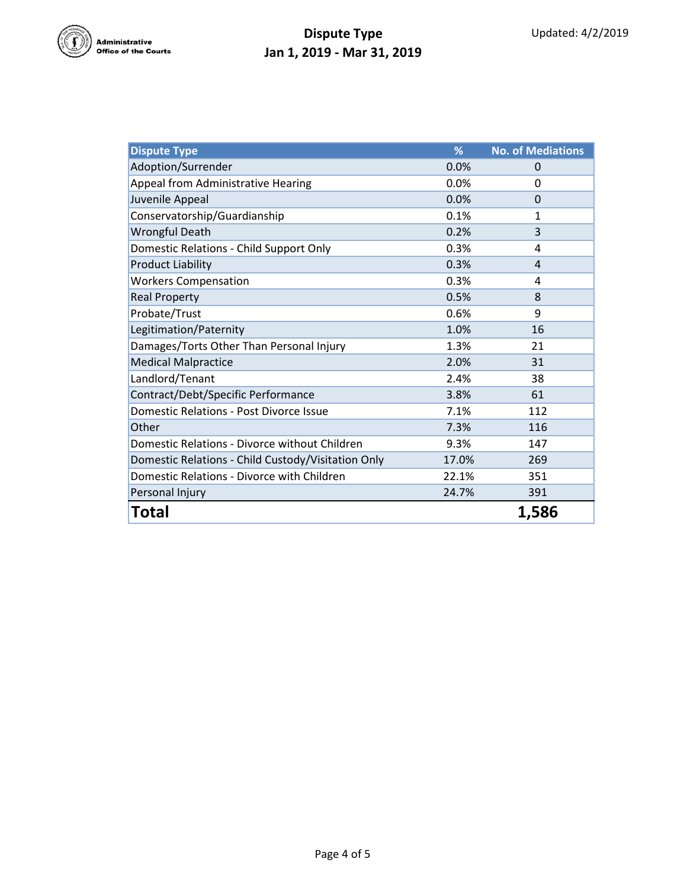Administrative Office of the Courts

# Dispute Type
## Jan 1, 2019 - Mar 31, 2019

Updated: 4/2/2019

| Dispute Type | % | No. of Mediations |
|---|---|---|
| Adoption/Surrender | 0.0% | 0 |
| Appeal from Administrative Hearing | 0.0% | 0 |
| Juvenile Appeal | 0.0% | 0 |
| Conservatorship/Guardianship | 0.1% | 1 |
| Wrongful Death | 0.2% | 3 |
| Domestic Relations - Child Support Only | 0.3% | 4 |
| Product Liability | 0.3% | 4 |
| Workers Compensation | 0.3% | 4 |
| Real Property | 0.5% | 8 |
| Probate/Trust | 0.6% | 9 |
| Legitimation/Paternity | 1.0% | 16 |
| Damages/Torts Other Than Personal Injury | 1.3% | 21 |
| Medical Malpractice | 2.0% | 31 |
| Landlord/Tenant | 2.4% | 38 |
| Contract/Debt/Specific Performance | 3.8% | 61 |
| Domestic Relations - Post Divorce Issue | 7.1% | 112 |
| Other | 7.3% | 116 |
| Domestic Relations - Divorce without Children | 9.3% | 147 |
| Domestic Relations - Child Custody/Visitation Only | 17.0% | 269 |
| Domestic Relations - Divorce with Children | 22.1% | 351 |
| Personal Injury | 24.7% | 391 |
| **Total** | | **1,586** |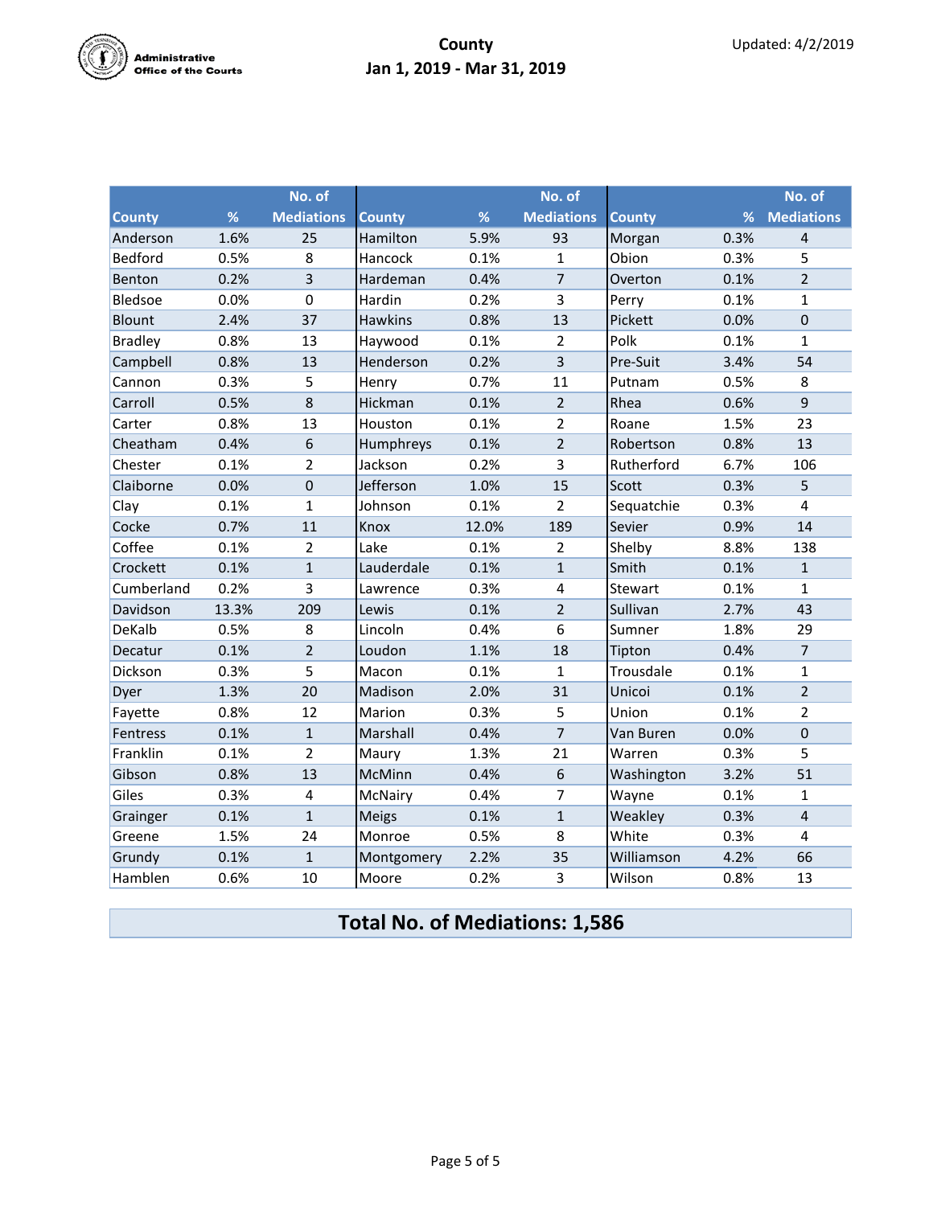Administrative Office of the Courts

# County
## Jan 1, 2019 - Mar 31, 2019

Updated: 4/2/2019

| County | % | No. of Mediations | County | % | No. of Mediations | County | % | No. of Mediations |
|---|---|---|---|---|---|---|---|---|
| Anderson | 1.6% | 25 | Hamilton | 5.9% | 93 | Morgan | 0.3% | 4 |
| Bedford | 0.5% | 8 | Hancock | 0.1% | 1 | Obion | 0.3% | 5 |
| Benton | 0.2% | 3 | Hardeman | 0.4% | 7 | Overton | 0.1% | 2 |
| Bledsoe | 0.0% | 0 | Hardin | 0.2% | 3 | Perry | 0.1% | 1 |
| Blount | 2.4% | 37 | Hawkins | 0.8% | 13 | Pickett | 0.0% | 0 |
| Bradley | 0.8% | 13 | Haywood | 0.1% | 2 | Polk | 0.1% | 1 |
| Campbell | 0.8% | 13 | Henderson | 0.2% | 3 | Pre-Suit | 3.4% | 54 |
| Cannon | 0.3% | 5 | Henry | 0.7% | 11 | Putnam | 0.5% | 8 |
| Carroll | 0.5% | 8 | Hickman | 0.1% | 2 | Rhea | 0.6% | 9 |
| Carter | 0.8% | 13 | Houston | 0.1% | 2 | Roane | 1.5% | 23 |
| Cheatham | 0.4% | 6 | Humphreys | 0.1% | 2 | Robertson | 0.8% | 13 |
| Chester | 0.1% | 2 | Jackson | 0.2% | 3 | Rutherford | 6.7% | 106 |
| Claiborne | 0.0% | 0 | Jefferson | 1.0% | 15 | Scott | 0.3% | 5 |
| Clay | 0.1% | 1 | Johnson | 0.1% | 2 | Sequatchie | 0.3% | 4 |
| Cocke | 0.7% | 11 | Knox | 12.0% | 189 | Sevier | 0.9% | 14 |
| Coffee | 0.1% | 2 | Lake | 0.1% | 2 | Shelby | 8.8% | 138 |
| Crockett | 0.1% | 1 | Lauderdale | 0.1% | 1 | Smith | 0.1% | 1 |
| Cumberland | 0.2% | 3 | Lawrence | 0.3% | 4 | Stewart | 0.1% | 1 |
| Davidson | 13.3% | 209 | Lewis | 0.1% | 2 | Sullivan | 2.7% | 43 |
| DeKalb | 0.5% | 8 | Lincoln | 0.4% | 6 | Sumner | 1.8% | 29 |
| Decatur | 0.1% | 2 | Loudon | 1.1% | 18 | Tipton | 0.4% | 7 |
| Dickson | 0.3% | 5 | Macon | 0.1% | 1 | Trousdale | 0.1% | 1 |
| Dyer | 1.3% | 20 | Madison | 2.0% | 31 | Unicoi | 0.1% | 2 |
| Fayette | 0.8% | 12 | Marion | 0.3% | 5 | Union | 0.1% | 2 |
| Fentress | 0.1% | 1 | Marshall | 0.4% | 7 | Van Buren | 0.0% | 0 |
| Franklin | 0.1% | 2 | Maury | 1.3% | 21 | Warren | 0.3% | 5 |
| Gibson | 0.8% | 13 | McMinn | 0.4% | 6 | Washington | 3.2% | 51 |
| Giles | 0.3% | 4 | McNairy | 0.4% | 7 | Wayne | 0.1% | 1 |
| Grainger | 0.1% | 1 | Meigs | 0.1% | 1 | Weakley | 0.3% | 4 |
| Greene | 1.5% | 24 | Monroe | 0.5% | 8 | White | 0.3% | 4 |
| Grundy | 0.1% | 1 | Montgomery | 2.2% | 35 | Williamson | 4.2% | 66 |
| Hamblen | 0.6% | 10 | Moore | 0.2% | 3 | Wilson | 0.8% | 13 |

**Total No. of Mediations: 1,586**